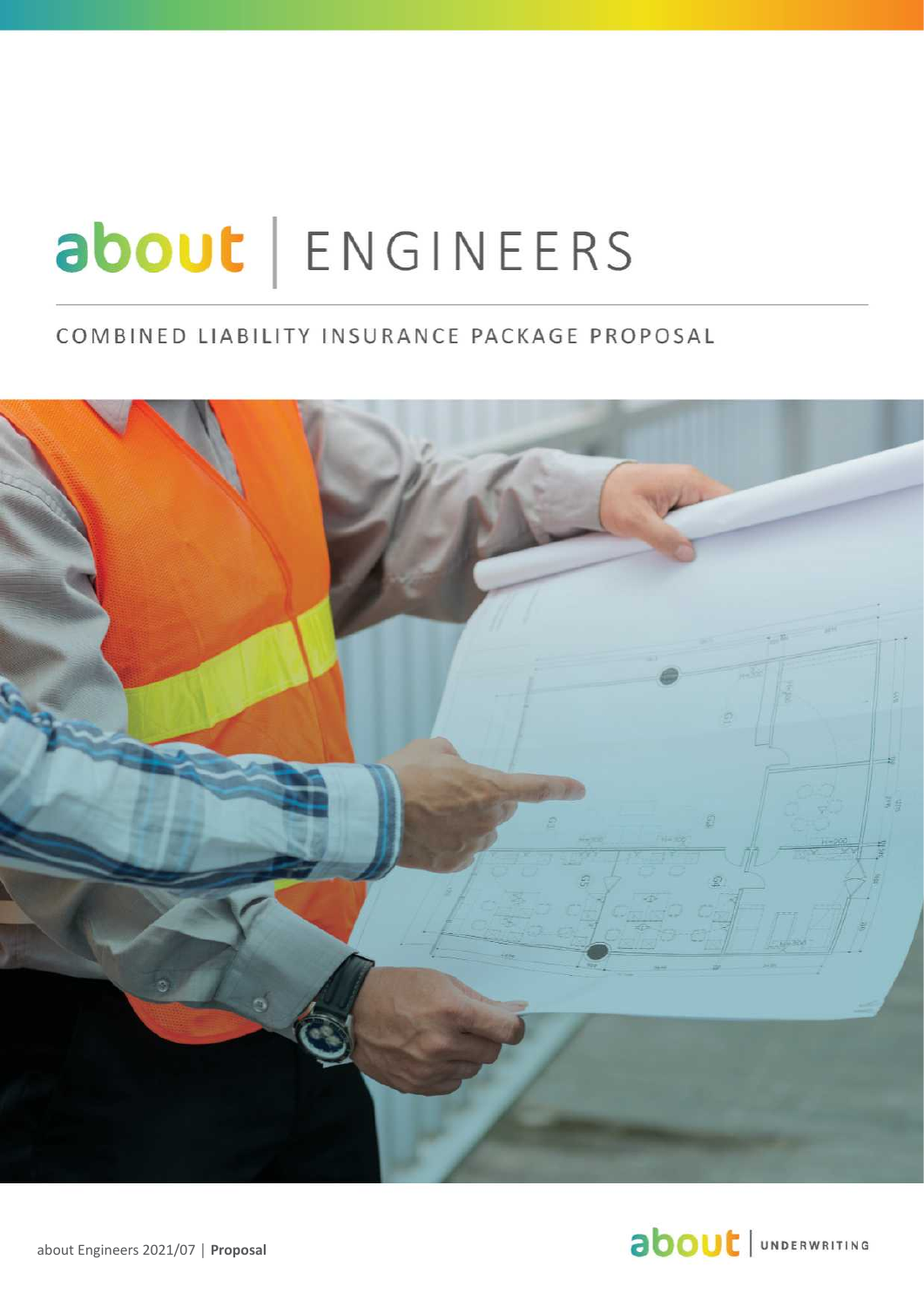# about | ENGINEERS

## COMBINED LIABILITY INSURANCE PACKAGE PROPOSAL

about Engineers 2021/07 | **Proposal**

about | UNDERWRITING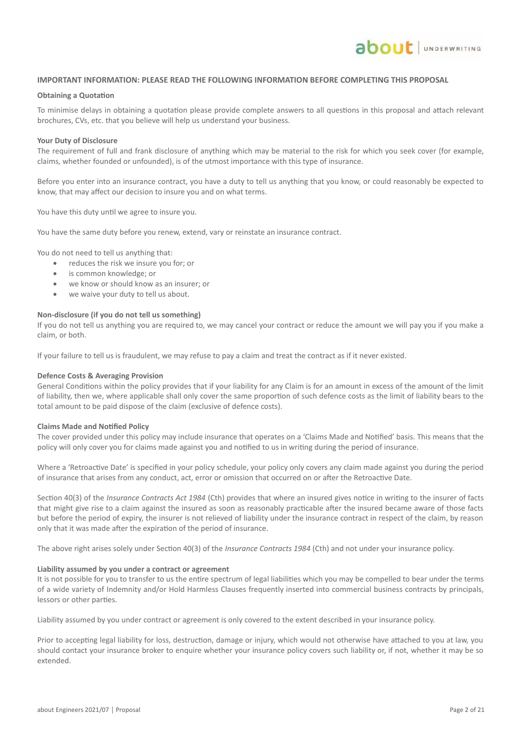## IMPORTANT INFORMATION: PLEASE READ THE FOLLOWING INFORMATION BEFORE COMPLETING THIS PROPOSAL

### Obtaining a Quotation

To minimise delays in obtaining a quotation please provide complete answers to all questions in this proposal and attach relevant brochures, CVs, etc. that you believe will help us understand your business.

### Your Duty of Disclosure

The requirement of full and frank disclosure of anything which may be material to the risk for which you seek cover (for example, claims, whether founded or unfounded), is of the utmost importance with this type of insurance.

Before you enter into an insurance contract, you have a duty to tell us anything that you know, or could reasonably be expected to know, that may affect our decision to insure you and on what terms.

You have this duty until we agree to insure you.

You have the same duty before you renew, extend, vary or reinstate an insurance contract.

You do not need to tell us anything that:

- reduces the risk we insure you for; or
- is common knowledge; or
- we know or should know as an insurer; or
- we waive your duty to tell us about.

### Non-disclosure (if you do not tell us something)

If you do not tell us anything you are required to, we may cancel your contract or reduce the amount we will pay you if you make a claim, or both.

If your failure to tell us is fraudulent, we may refuse to pay a claim and treat the contract as if it never existed.

### Defence Costs & Averaging Provision

General Conditions within the policy provides that if your liability for any Claim is for an amount in excess of the amount of the limit of liability, then we, where applicable shall only cover the same proportion of such defence costs as the limit of liability bears to the total amount to be paid dispose of the claim (exclusive of defence costs).

### Claims Made and Notified Policy

The cover provided under this policy may include insurance that operates on a 'Claims Made and Notified' basis. This means that the policy will only cover you for claims made against you and notified to us in writing during the period of insurance.

Where a 'Retroactive Date' is specified in your policy schedule, your policy only covers any claim made against you during the period of insurance that arises from any conduct, act, error or omission that occurred on or after the Retroactive Date.

Section 40(3) of the *Insurance Contracts Act 1984* (Cth) provides that where an insured gives notice in writing to the insurer of facts that might give rise to a claim against the insured as soon as reasonably practicable after the insured became aware of those facts but before the period of expiry, the insurer is not relieved of liability under the insurance contract in respect of the claim, by reason only that it was made after the expiration of the period of insurance.

The above right arises solely under Section 40(3) of the *Insurance Contracts 1984* (Cth) and not under your insurance policy.

### Liability assumed by you under a contract or agreement

It is not possible for you to transfer to us the entire spectrum of legal liabilities which you may be compelled to bear under the terms of a wide variety of Indemnity and/or Hold Harmless Clauses frequently inserted into commercial business contracts by principals, lessors or other parties.

Liability assumed by you under contract or agreement is only covered to the extent described in your insurance policy.

Prior to accepting legal liability for loss, destruction, damage or injury, which would not otherwise have attached to you at law, you should contact your insurance broker to enquire whether your insurance policy covers such liability or, if not, whether it may be so extended.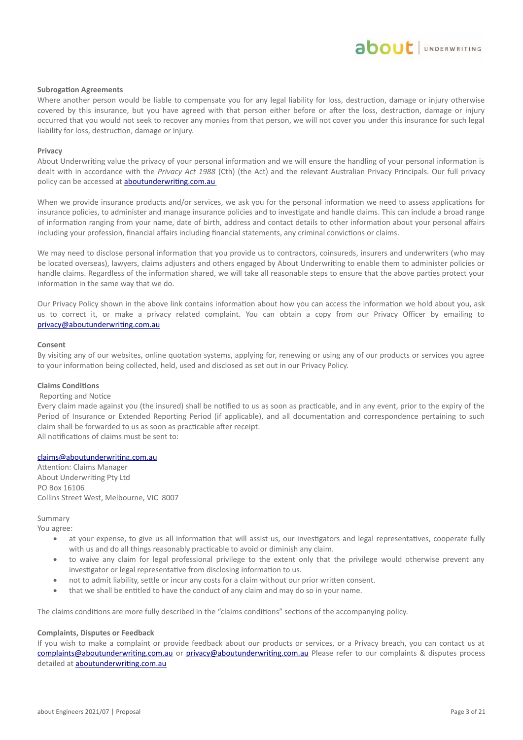**Subrogation Agreements**

Where another person would be liable to compensate you for any legal liability for loss, destruction, damage or injury otherwise covered by this insurance, but you have agreed with that person either before or after the loss, destruction, damage or injury occurred that you would not seek to recover any monies from that person, we will not cover you under this insurance for such legal liability for loss, destruction, damage or injury.

**Privacy**

About Underwriting value the privacy of your personal information and we will ensure the handling of your personal information is dealt with in accordance with the *Privacy Act 1988* (Cth) (the Act) and the relevant Australian Privacy Principals. Our full privacy policy can be accessed at aboutunderwriting.com.au

When we provide insurance products and/or services, we ask you for the personal information we need to assess applications for insurance policies, to administer and manage insurance policies and to investigate and handle claims. This can include a broad range of information ranging from your name, date of birth, address and contact details to other information about your personal affairs including your profession, financial affairs including financial statements, any criminal convictions or claims.

We may need to disclose personal information that you provide us to contractors, coinsureds, insurers and underwriters (who may be located overseas), lawyers, claims adjusters and others engaged by About Underwriting to enable them to administer policies or handle claims. Regardless of the information shared, we will take all reasonable steps to ensure that the above parties protect your information in the same way that we do.

Our Privacy Policy shown in the above link contains information about how you can access the information we hold about you, ask us to correct it, or make a privacy related complaint. You can obtain a copy from our Privacy Officer by emailing to privacy@aboutunderwriting.com.au

**Consent**

By visiting any of our websites, online quotation systems, applying for, renewing or using any of our products or services you agree to your information being collected, held, used and disclosed as set out in our Privacy Policy.

**Claims Conditions**

Reporting and Notice

Every claim made against you (the insured) shall be notified to us as soon as practicable, and in any event, prior to the expiry of the Period of Insurance or Extended Reporting Period (if applicable), and all documentation and correspondence pertaining to such claim shall be forwarded to us as soon as practicable after receipt.

All notifications of claims must be sent to:

claims@aboutunderwriting.com.au
Attention: Claims Manager
About Underwriting Pty Ltd
PO Box 16106
Collins Street West, Melbourne, VIC 8007

Summary

You agree:

- at your expense, to give us all information that will assist us, our investigators and legal representatives, cooperate fully with us and do all things reasonably practicable to avoid or diminish any claim.
- to waive any claim for legal professional privilege to the extent only that the privilege would otherwise prevent any investigator or legal representative from disclosing information to us.
- not to admit liability, settle or incur any costs for a claim without our prior written consent.
- that we shall be entitled to have the conduct of any claim and may do so in your name.

The claims conditions are more fully described in the "claims conditions" sections of the accompanying policy.

**Complaints, Disputes or Feedback**

If you wish to make a complaint or provide feedback about our products or services, or a Privacy breach, you can contact us at complaints@aboutunderwriting.com.au or privacy@aboutunderwriting.com.au Please refer to our complaints & disputes process detailed at aboutunderwriting.com.au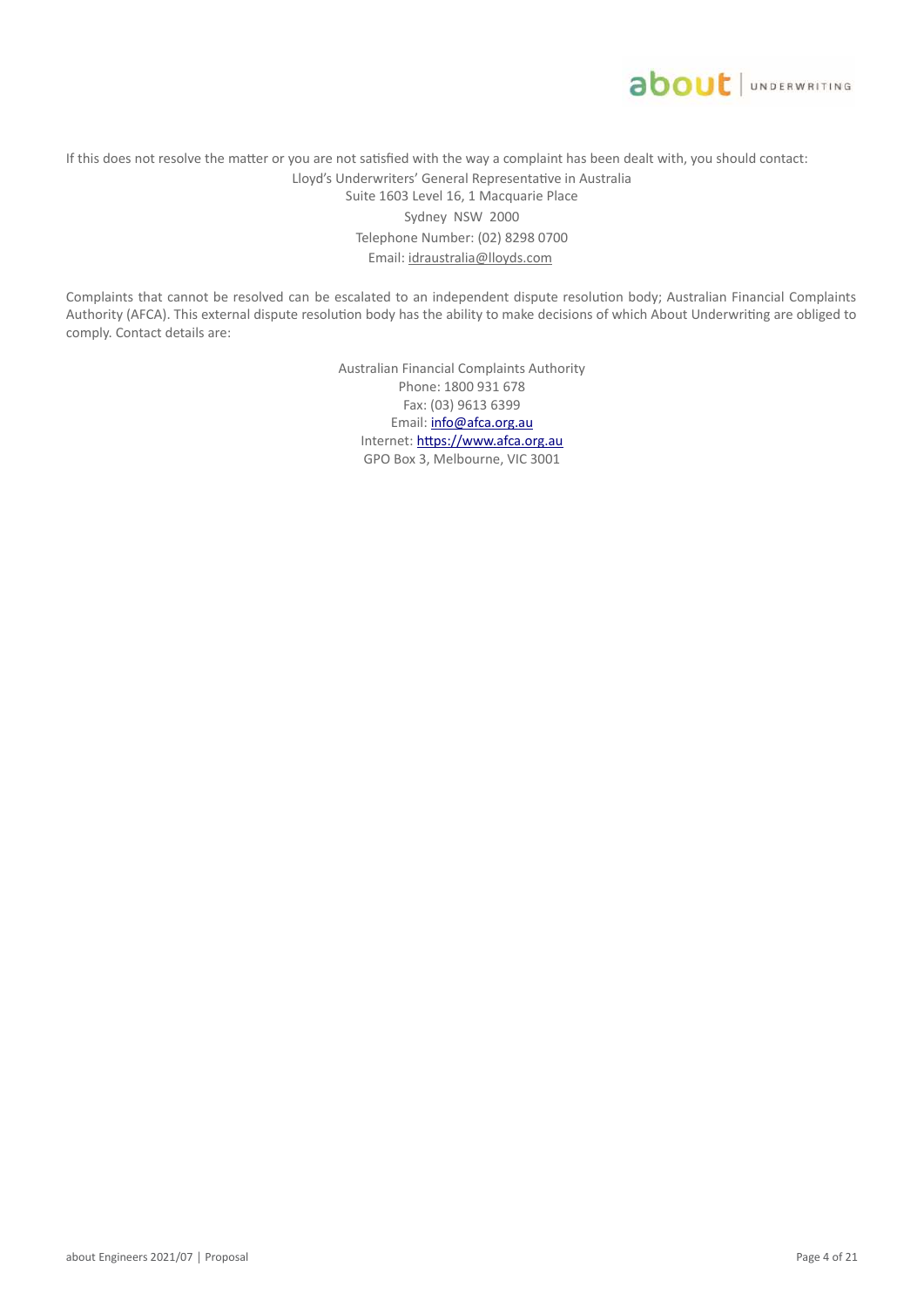If this does not resolve the matter or you are not satisfied with the way a complaint has been dealt with, you should contact:

Lloyd's Underwriters' General Representative in Australia
Suite 1603 Level 16, 1 Macquarie Place
Sydney NSW 2000
Telephone Number: (02) 8298 0700
Email: idraustralia@lloyds.com

Complaints that cannot be resolved can be escalated to an independent dispute resolution body; Australian Financial Complaints Authority (AFCA). This external dispute resolution body has the ability to make decisions of which About Underwriting are obliged to comply. Contact details are:

Australian Financial Complaints Authority
Phone: 1800 931 678
Fax: (03) 9613 6399
Email: info@afca.org.au
Internet: https://www.afca.org.au
GPO Box 3, Melbourne, VIC 3001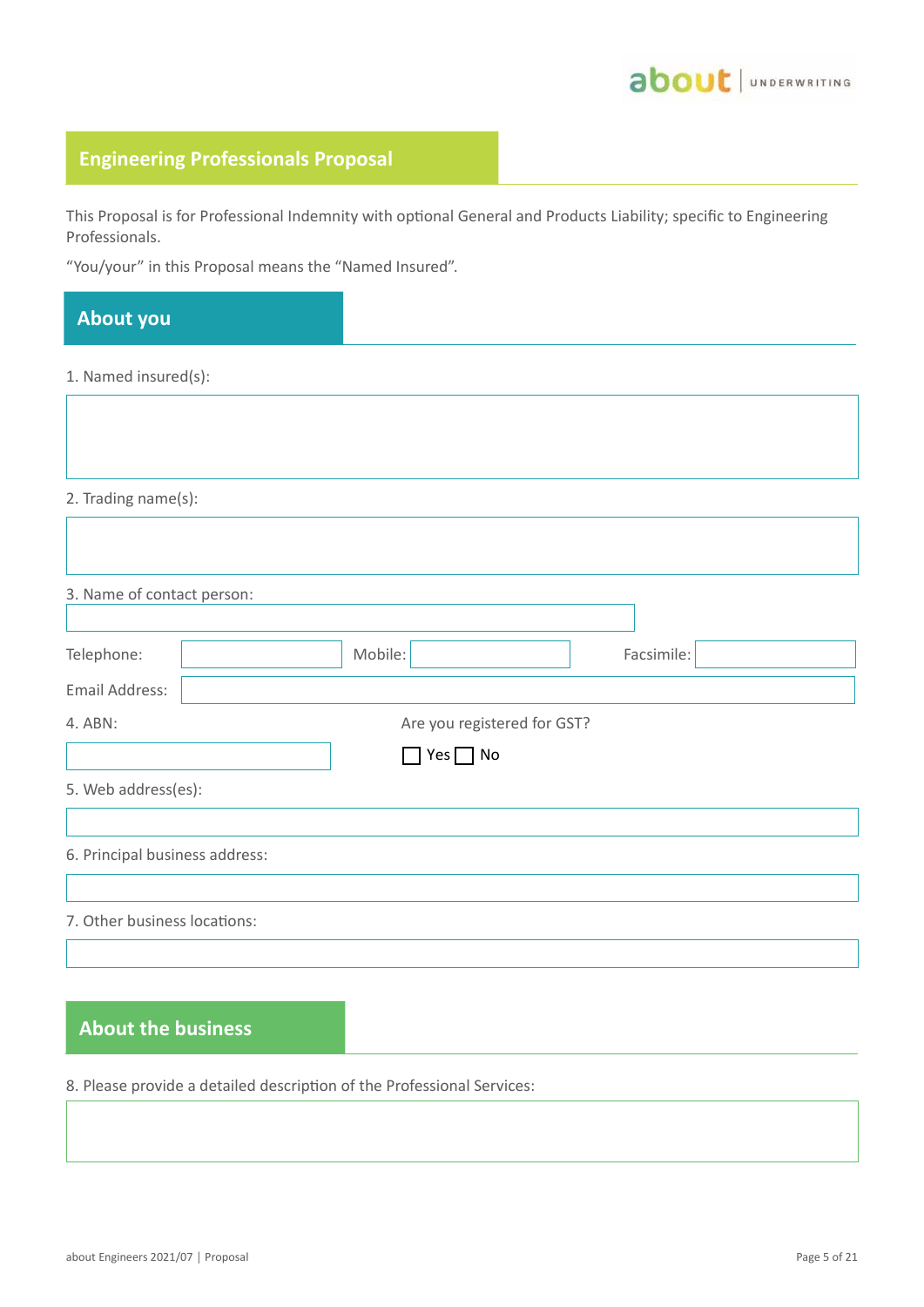# Engineering Professionals Proposal

This Proposal is for Professional Indemnity with optional General and Products Liability; specific to Engineering Professionals.

"You/your" in this Proposal means the "Named Insured".

## About you

1. Named insured(s):

2. Trading name(s):

3. Name of contact person:

Telephone: Mobile: Facsimile:

Email Address:

4. ABN:

Are you registered for GST?

☐ Yes ☐ No

5. Web address(es):

6. Principal business address:

7. Other business locations:

## About the business

8. Please provide a detailed description of the Professional Services: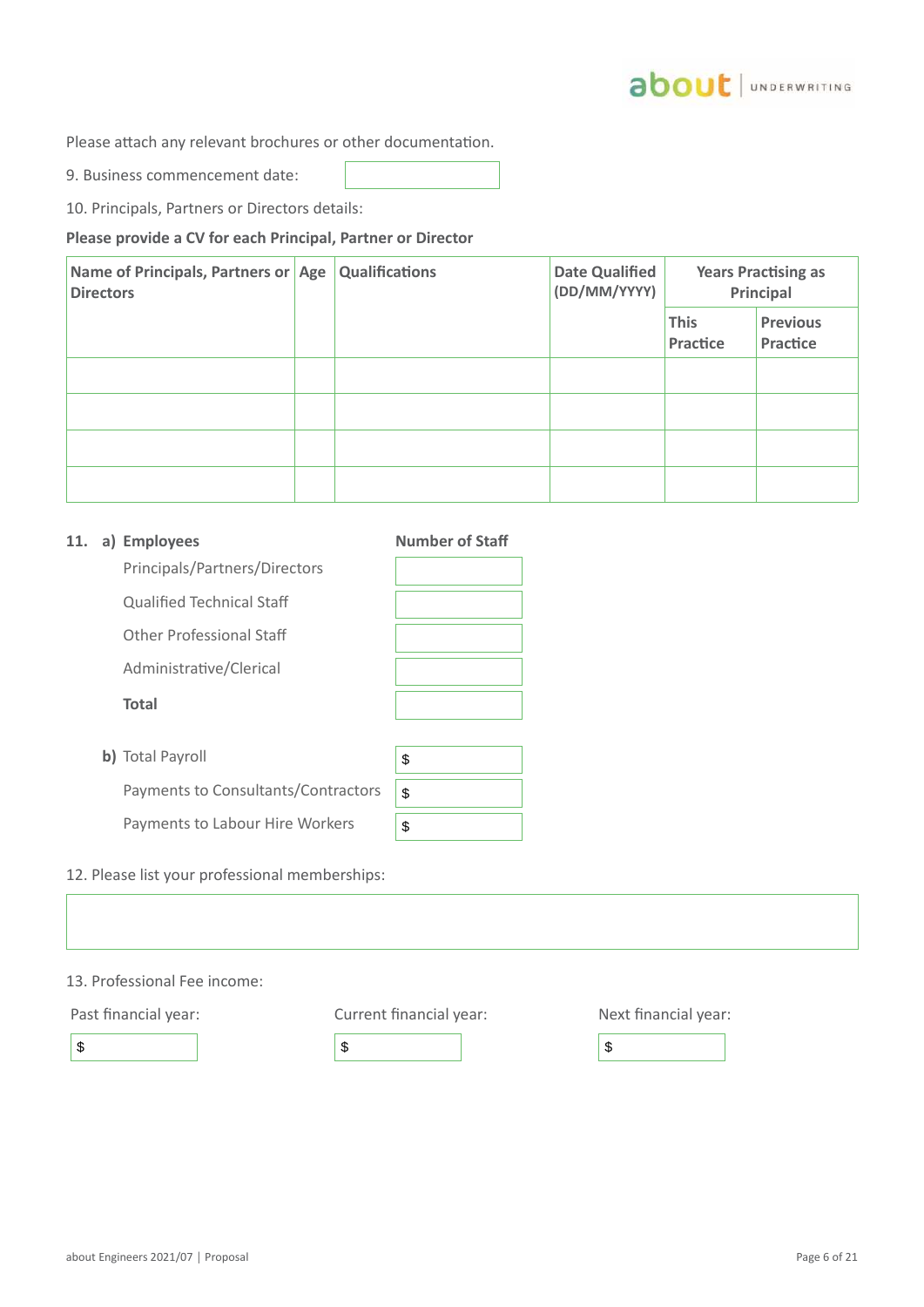Please attach any relevant brochures or other documentation.

9. Business commencement date:

10. Principals, Partners or Directors details:

**Please provide a CV for each Principal, Partner or Director**

| Name of Principals, Partners or Directors | Age | Qualifications | Date Qualified (DD/MM/YYYY) | Years Practising as Principal | |
|---|---|---|---|---|---|
| | | | | This Practice | Previous Practice |
| | | | | | |
| | | | | | |
| | | | | | |
| | | | | | |

11. a) **Employees**

| | Number of Staff |
|---|---|
| Principals/Partners/Directors | |
| Qualified Technical Staff | |
| Other Professional Staff | |
| Administrative/Clerical | |
| **Total** | |

b) Total Payroll $

Payments to Consultants/Contractors $

Payments to Labour Hire Workers $

12. Please list your professional memberships:

13. Professional Fee income:

Past financial year: $

Current financial year: $

Next financial year: $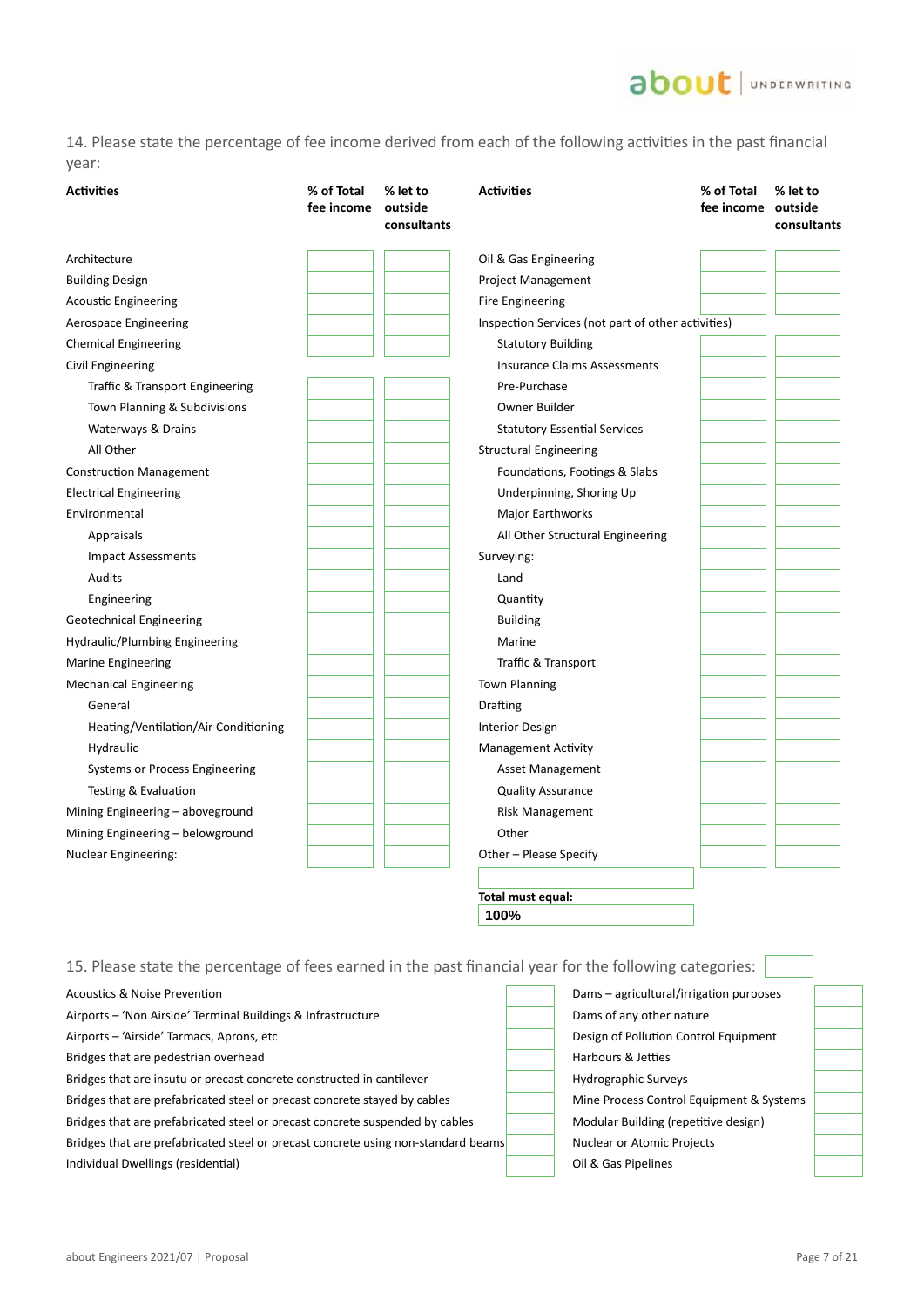14. Please state the percentage of fee income derived from each of the following activities in the past financial year:

| Activities | % of Total fee income | % let to outside consultants |
|---|---|---|
| Architecture | | |
| Building Design | | |
| Acoustic Engineering | | |
| Aerospace Engineering | | |
| Chemical Engineering | | |
| Civil Engineering | | |
| Traffic & Transport Engineering | | |
| Town Planning & Subdivisions | | |
| Waterways & Drains | | |
| All Other | | |
| Construction Management | | |
| Electrical Engineering | | |
| Environmental | | |
| Appraisals | | |
| Impact Assessments | | |
| Audits | | |
| Engineering | | |
| Geotechnical Engineering | | |
| Hydraulic/Plumbing Engineering | | |
| Marine Engineering | | |
| Mechanical Engineering | | |
| General | | |
| Heating/Ventilation/Air Conditioning | | |
| Hydraulic | | |
| Systems or Process Engineering | | |
| Testing & Evaluation | | |
| Mining Engineering – aboveground | | |
| Mining Engineering – belowground | | |
| Nuclear Engineering: | | |

| Activities | % of Total fee income | % let to outside consultants |
|---|---|---|
| Oil & Gas Engineering | | |
| Project Management | | |
| Fire Engineering | | |
| Inspection Services (not part of other activities) | | |
| Statutory Building | | |
| Insurance Claims Assessments | | |
| Pre-Purchase | | |
| Owner Builder | | |
| Statutory Essential Services | | |
| Structural Engineering | | |
| Foundations, Footings & Slabs | | |
| Underpinning, Shoring Up | | |
| Major Earthworks | | |
| All Other Structural Engineering | | |
| Surveying: | | |
| Land | | |
| Quantity | | |
| Building | | |
| Marine | | |
| Traffic & Transport | | |
| Town Planning | | |
| Drafting | | |
| Interior Design | | |
| Management Activity | | |
| Asset Management | | |
| Quality Assurance | | |
| Risk Management | | |
| Other | | |
| Other – Please Specify | | |

**Total must equal:**
**100%**

15. Please state the percentage of fees earned in the past financial year for the following categories:

| Category | % |
|---|---|
| Acoustics & Noise Prevention | |
| Airports – 'Non Airside' Terminal Buildings & Infrastructure | |
| Airports – 'Airside' Tarmacs, Aprons, etc | |
| Bridges that are pedestrian overhead | |
| Bridges that are insutu or precast concrete constructed in cantilever | |
| Bridges that are prefabricated steel or precast concrete stayed by cables | |
| Bridges that are prefabricated steel or precast concrete suspended by cables | |
| Bridges that are prefabricated steel or precast concrete using non-standard beams | |
| Individual Dwellings (residential) | |
| Dams – agricultural/irrigation purposes | |
| Dams of any other nature | |
| Design of Pollution Control Equipment | |
| Harbours & Jetties | |
| Hydrographic Surveys | |
| Mine Process Control Equipment & Systems | |
| Modular Building (repetitive design) | |
| Nuclear or Atomic Projects | |
| Oil & Gas Pipelines | |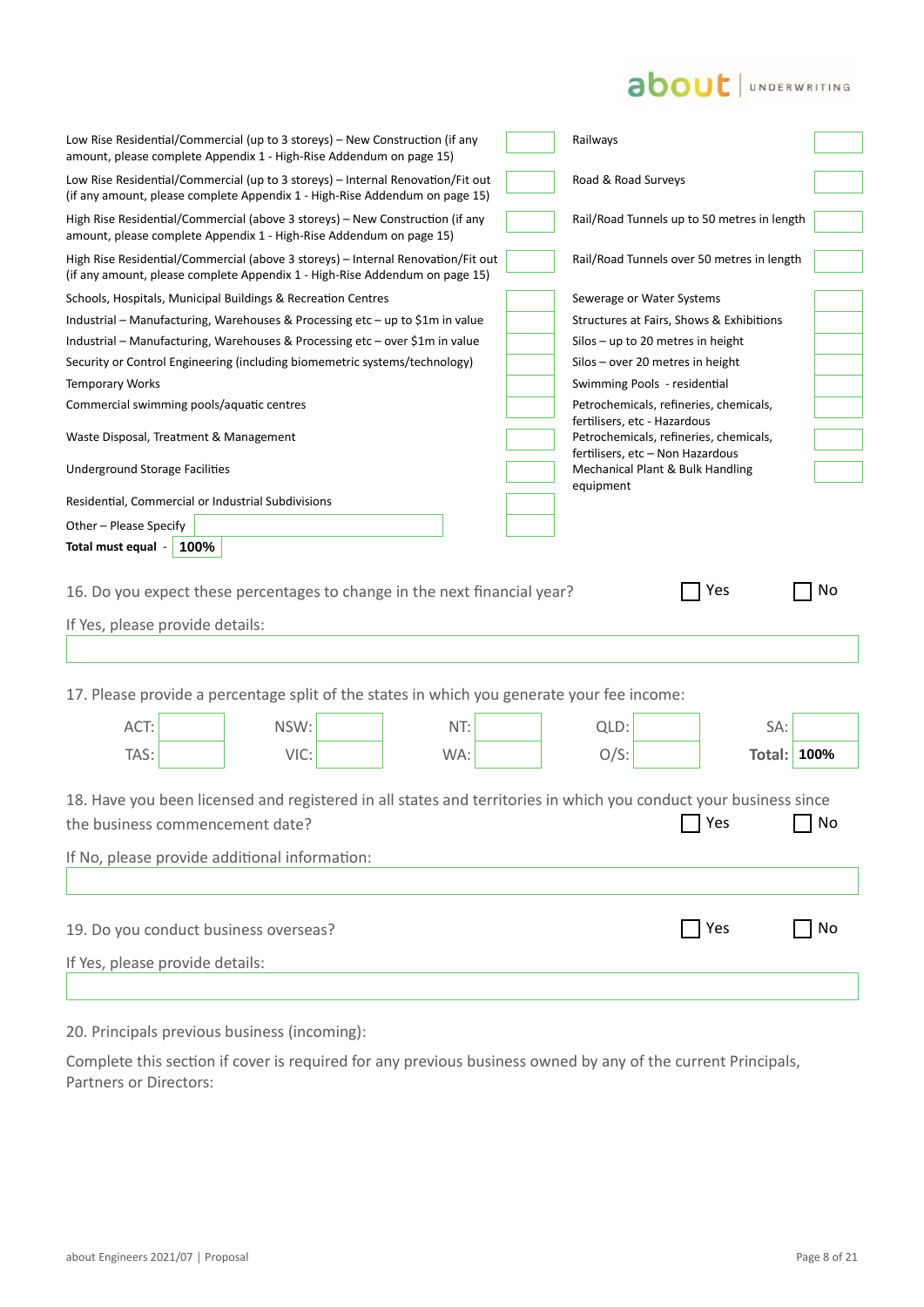| | | | |
|---|---|---|---|
| Low Rise Residential/Commercial (up to 3 storeys) – New Construction (if any amount, please complete Appendix 1 - High-Rise Addendum on page 15) | | Railways | |
| Low Rise Residential/Commercial (up to 3 storeys) – Internal Renovation/Fit out (if any amount, please complete Appendix 1 - High-Rise Addendum on page 15) | | Road & Road Surveys | |
| High Rise Residential/Commercial (above 3 storeys) – New Construction (if any amount, please complete Appendix 1 - High-Rise Addendum on page 15) | | Rail/Road Tunnels up to 50 metres in length | |
| High Rise Residential/Commercial (above 3 storeys) – Internal Renovation/Fit out (if any amount, please complete Appendix 1 - High-Rise Addendum on page 15) | | Rail/Road Tunnels over 50 metres in length | |
| Schools, Hospitals, Municipal Buildings & Recreation Centres | | Sewerage or Water Systems | |
| Industrial – Manufacturing, Warehouses & Processing etc – up to $1m in value | | Structures at Fairs, Shows & Exhibitions | |
| Industrial – Manufacturing, Warehouses & Processing etc – over $1m in value | | Silos – up to 20 metres in height | |
| Security or Control Engineering (including biomemetric systems/technology) | | Silos – over 20 metres in height | |
| Temporary Works | | Swimming Pools - residential | |
| Commercial swimming pools/aquatic centres | | Petrochemicals, refineries, chemicals, fertilisers, etc - Hazardous | |
| Waste Disposal, Treatment & Management | | Petrochemicals, refineries, chemicals, fertilisers, etc – Non Hazardous | |
| Underground Storage Facilities | | Mechanical Plant & Bulk Handling equipment | |
| Residential, Commercial or Industrial Subdivisions | | | |
| Other – Please Specify | | | |
| **Total must equal** - **100%** | | | |

16. Do you expect these percentages to change in the next financial year? ☐ Yes ☐ No

If Yes, please provide details:

17. Please provide a percentage split of the states in which you generate your fee income:

| | | | | | | | | | |
|---|---|---|---|---|---|---|---|---|---|
| ACT: | | NSW: | | NT: | | QLD: | | SA: | |
| TAS: | | VIC: | | WA: | | O/S: | | **Total:** | **100%** |

18. Have you been licensed and registered in all states and territories in which you conduct your business since the business commencement date? ☐ Yes ☐ No

If No, please provide additional information:

19. Do you conduct business overseas? ☐ Yes ☐ No

If Yes, please provide details:

20. Principals previous business (incoming):

Complete this section if cover is required for any previous business owned by any of the current Principals, Partners or Directors: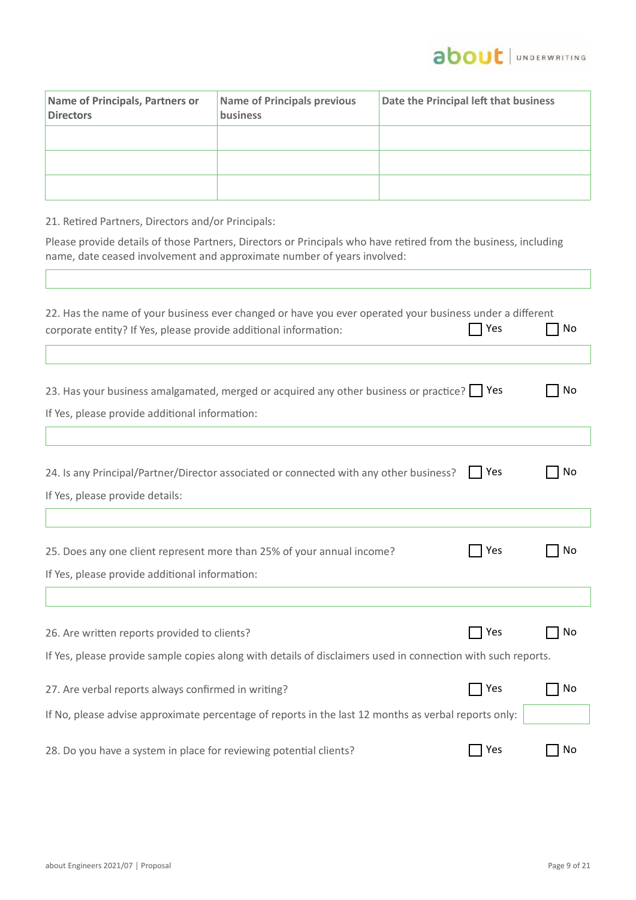| Name of Principals, Partners or Directors | Name of Principals previous business | Date the Principal left that business |
|---|---|---|
| | | |
| | | |
| | | |

21. Retired Partners, Directors and/or Principals:

Please provide details of those Partners, Directors or Principals who have retired from the business, including name, date ceased involvement and approximate number of years involved:

22. Has the name of your business ever changed or have you ever operated your business under a different corporate entity? If Yes, please provide additional information: ☐ Yes ☐ No

23. Has your business amalgamated, merged or acquired any other business or practice? ☐ Yes ☐ No

If Yes, please provide additional information:

24. Is any Principal/Partner/Director associated or connected with any other business? ☐ Yes ☐ No

If Yes, please provide details:

25. Does any one client represent more than 25% of your annual income? ☐ Yes ☐ No

If Yes, please provide additional information:

26. Are written reports provided to clients? ☐ Yes ☐ No

If Yes, please provide sample copies along with details of disclaimers used in connection with such reports.

27. Are verbal reports always confirmed in writing? ☐ Yes ☐ No

If No, please advise approximate percentage of reports in the last 12 months as verbal reports only:

28. Do you have a system in place for reviewing potential clients? ☐ Yes ☐ No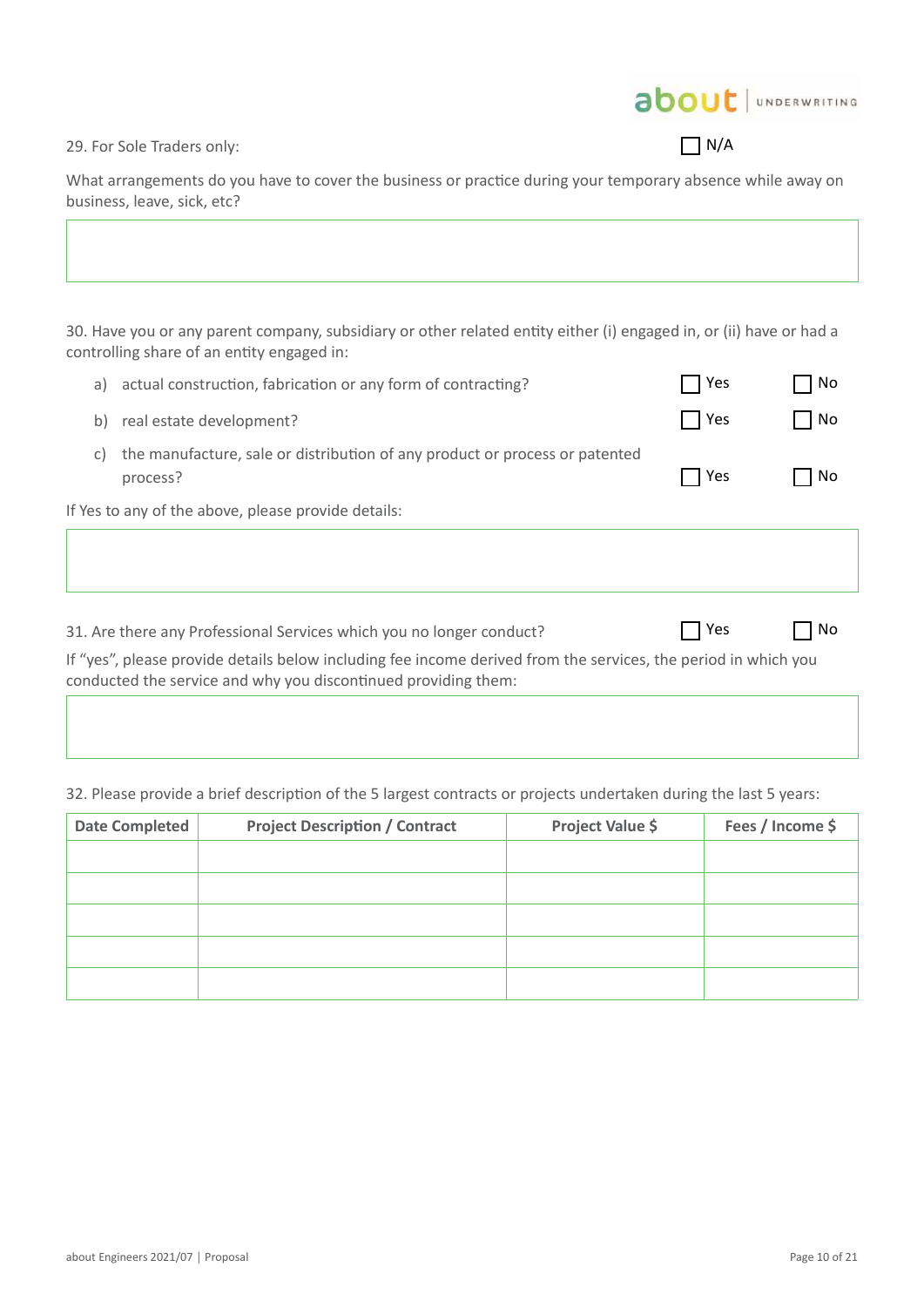29. For Sole Traders only: ☐ N/A

What arrangements do you have to cover the business or practice during your temporary absence while away on business, leave, sick, etc?

30. Have you or any parent company, subsidiary or other related entity either (i) engaged in, or (ii) have or had a controlling share of an entity engaged in:

a) actual construction, fabrication or any form of contracting? ☐ Yes ☐ No

b) real estate development? ☐ Yes ☐ No

c) the manufacture, sale or distribution of any product or process or patented process? ☐ Yes ☐ No

If Yes to any of the above, please provide details:

31. Are there any Professional Services which you no longer conduct? ☐ Yes ☐ No

If "yes", please provide details below including fee income derived from the services, the period in which you conducted the service and why you discontinued providing them:

32. Please provide a brief description of the 5 largest contracts or projects undertaken during the last 5 years:

| Date Completed | Project Description / Contract | Project Value $ | Fees / Income $ |
|---|---|---|---|
| | | | |
| | | | |
| | | | |
| | | | |
| | | | |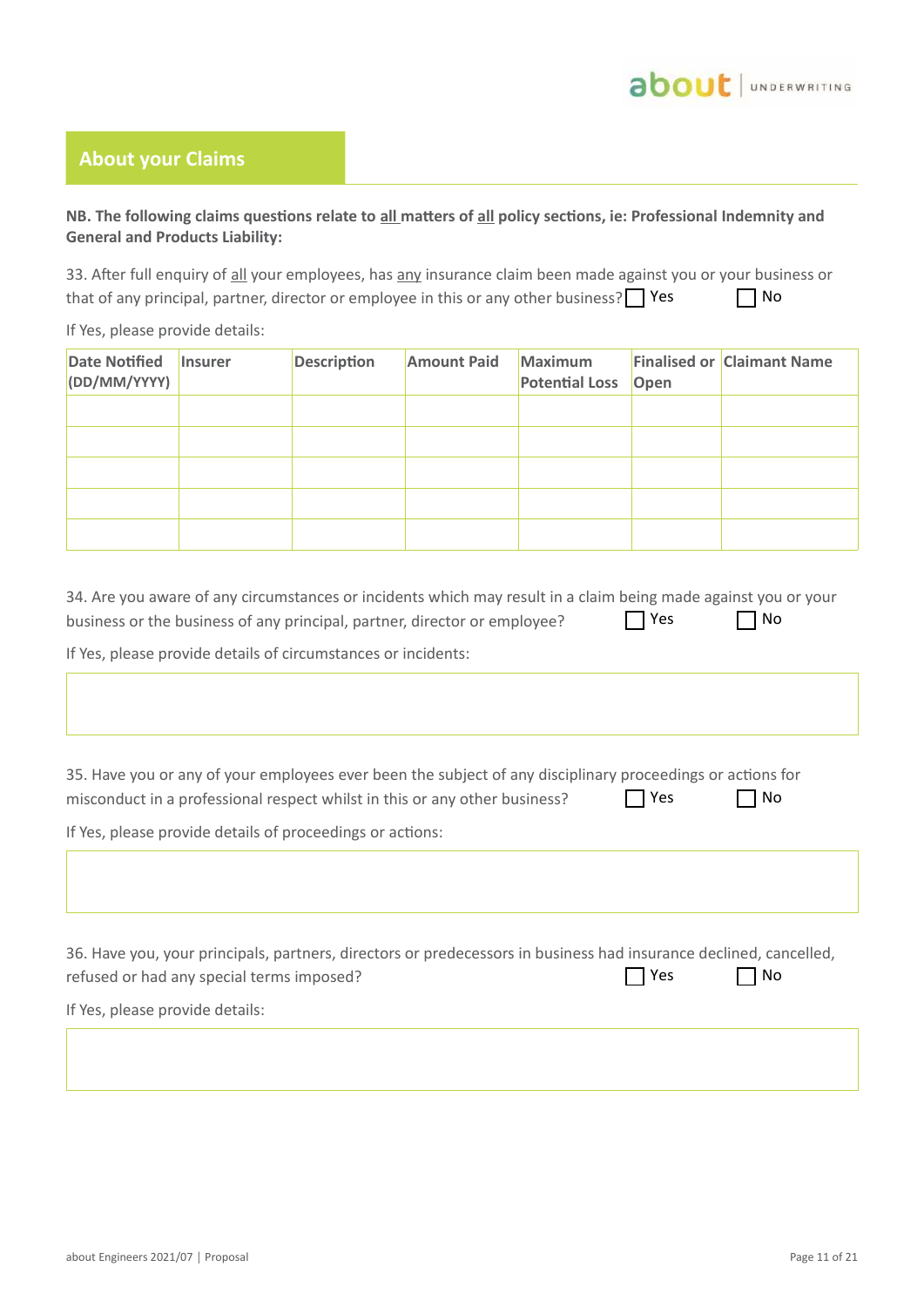## About your Claims

**NB. The following claims questions relate to <u>all</u> matters of <u>all</u> policy sections, ie: Professional Indemnity and General and Products Liability:**

33. After full enquiry of <u>all</u> your employees, has <u>any</u> insurance claim been made against you or your business or that of any principal, partner, director or employee in this or any other business? ☐ Yes ☐ No

If Yes, please provide details:

| Date Notified (DD/MM/YYYY) | Insurer | Description | Amount Paid | Maximum Potential Loss | Finalised or Open | Claimant Name |
|---|---|---|---|---|---|---|
| | | | | | | |
| | | | | | | |
| | | | | | | |
| | | | | | | |
| | | | | | | |

34. Are you aware of any circumstances or incidents which may result in a claim being made against you or your business or the business of any principal, partner, director or employee? ☐ Yes ☐ No

If Yes, please provide details of circumstances or incidents:

35. Have you or any of your employees ever been the subject of any disciplinary proceedings or actions for misconduct in a professional respect whilst in this or any other business? ☐ Yes ☐ No

If Yes, please provide details of proceedings or actions:

36. Have you, your principals, partners, directors or predecessors in business had insurance declined, cancelled, refused or had any special terms imposed? ☐ Yes ☐ No

If Yes, please provide details: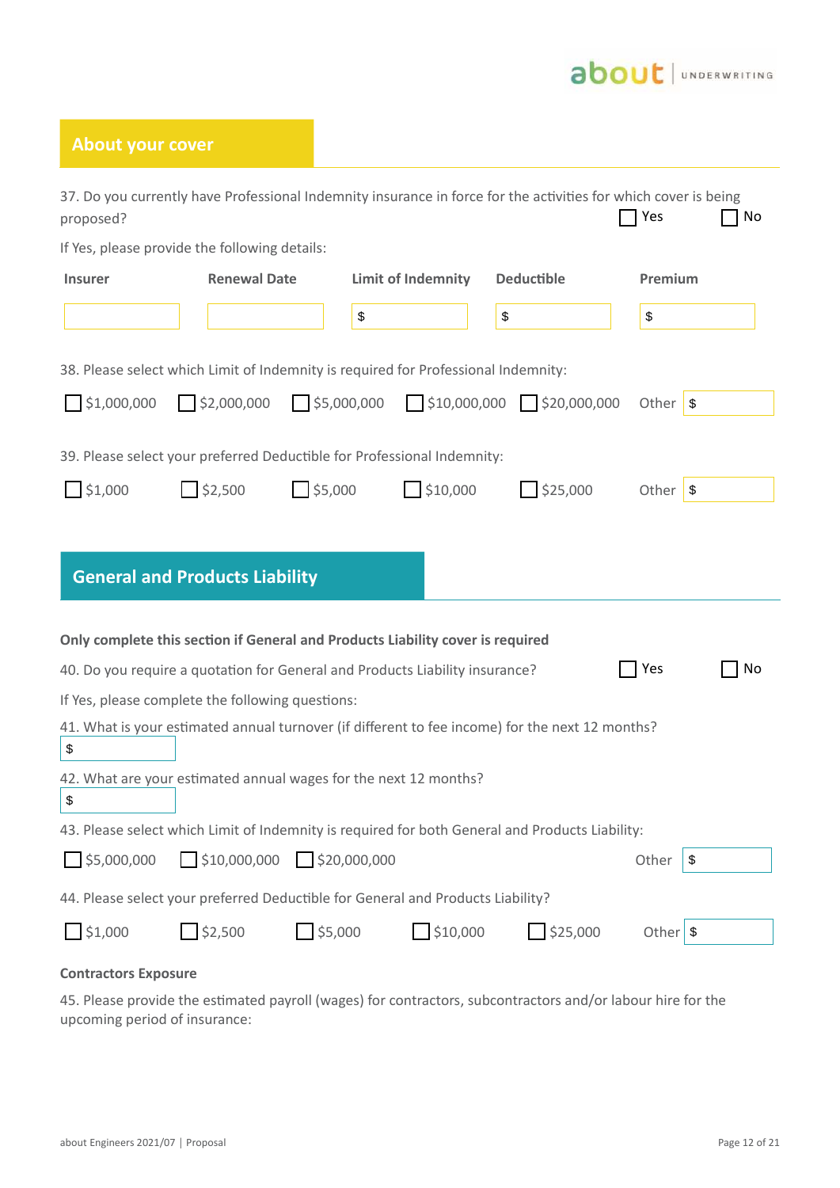## About your cover

37. Do you currently have Professional Indemnity insurance in force for the activities for which cover is being proposed? ☐ Yes ☐ No

If Yes, please provide the following details:

| Insurer | Renewal Date | Limit of Indemnity | Deductible | Premium |
|---|---|---|---|---|
| | | $ | $ | $ |

38. Please select which Limit of Indemnity is required for Professional Indemnity:

☐ $1,000,000 ☐ $2,000,000 ☐ $5,000,000 ☐ $10,000,000 ☐ $20,000,000 Other $

39. Please select your preferred Deductible for Professional Indemnity:

☐ $1,000 ☐ $2,500 ☐ $5,000 ☐ $10,000 ☐ $25,000 Other $

## General and Products Liability

**Only complete this section if General and Products Liability cover is required**

40. Do you require a quotation for General and Products Liability insurance? ☐ Yes ☐ No

If Yes, please complete the following questions:

41. What is your estimated annual turnover (if different to fee income) for the next 12 months?

$

42. What are your estimated annual wages for the next 12 months?

$

43. Please select which Limit of Indemnity is required for both General and Products Liability:

☐ $5,000,000 ☐ $10,000,000 ☐ $20,000,000 Other $

44. Please select your preferred Deductible for General and Products Liability?

☐ $1,000 ☐ $2,500 ☐ $5,000 ☐ $10,000 ☐ $25,000 Other $

**Contractors Exposure**

45. Please provide the estimated payroll (wages) for contractors, subcontractors and/or labour hire for the upcoming period of insurance: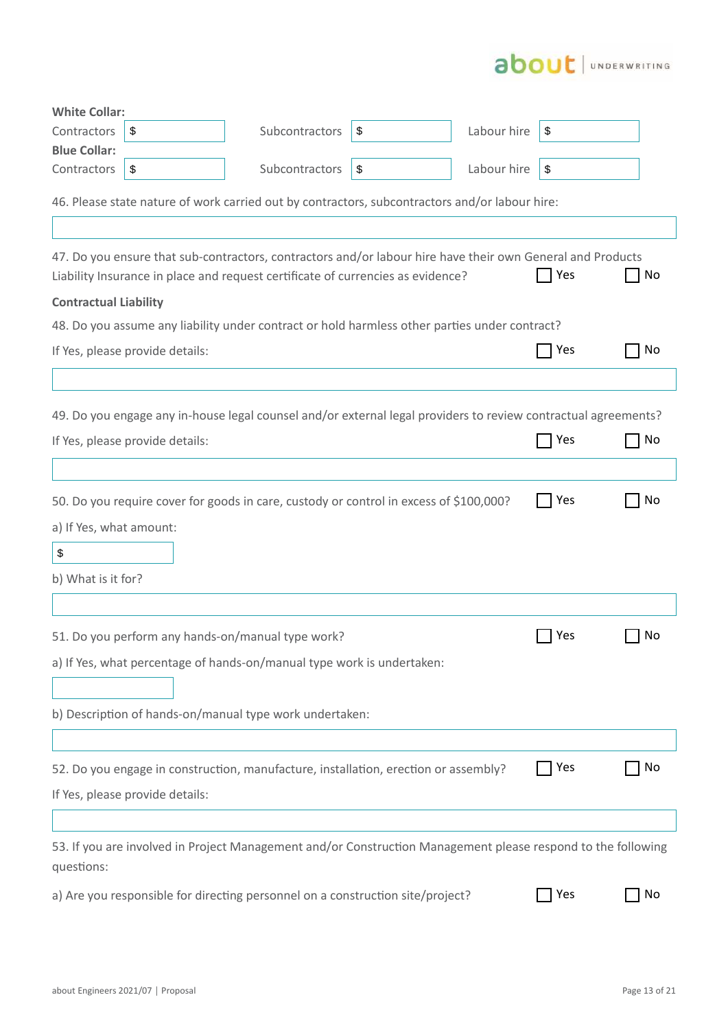**White Collar:**

Contractors $ Subcontractors $ Labour hire $

**Blue Collar:**

Contractors $ Subcontractors $ Labour hire $

46. Please state nature of work carried out by contractors, subcontractors and/or labour hire:

47. Do you ensure that sub-contractors, contractors and/or labour hire have their own General and Products Liability Insurance in place and request certificate of currencies as evidence? ☐ Yes ☐ No

**Contractual Liability**

48. Do you assume any liability under contract or hold harmless other parties under contract?

If Yes, please provide details: ☐ Yes ☐ No

49. Do you engage any in-house legal counsel and/or external legal providers to review contractual agreements?

If Yes, please provide details: ☐ Yes ☐ No

50. Do you require cover for goods in care, custody or control in excess of $100,000? ☐ Yes ☐ No

a) If Yes, what amount:

$

b) What is it for?

51. Do you perform any hands-on/manual type work? ☐ Yes ☐ No

a) If Yes, what percentage of hands-on/manual type work is undertaken:

b) Description of hands-on/manual type work undertaken:

52. Do you engage in construction, manufacture, installation, erection or assembly? ☐ Yes ☐ No

If Yes, please provide details:

53. If you are involved in Project Management and/or Construction Management please respond to the following questions:

a) Are you responsible for directing personnel on a construction site/project? ☐ Yes ☐ No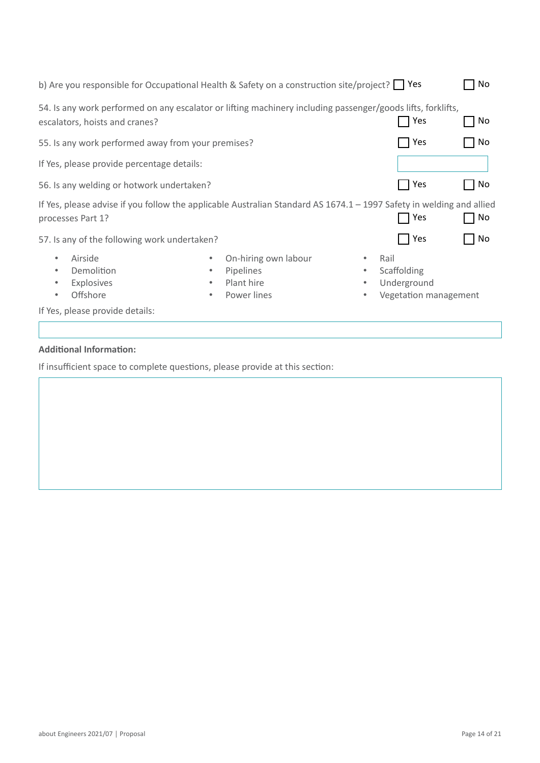b) Are you responsible for Occupational Health & Safety on a construction site/project? ☐ Yes ☐ No

54. Is any work performed on any escalator or lifting machinery including passenger/goods lifts, forklifts, escalators, hoists and cranes? ☐ Yes ☐ No

55. Is any work performed away from your premises? ☐ Yes ☐ No

If Yes, please provide percentage details:

56. Is any welding or hotwork undertaken? ☐ Yes ☐ No

If Yes, please advise if you follow the applicable Australian Standard AS 1674.1 – 1997 Safety in welding and allied processes Part 1? ☐ Yes ☐ No

57. Is any of the following work undertaken? ☐ Yes ☐ No

- Airside
- Demolition
- Explosives
- Offshore
- On-hiring own labour
- Pipelines
- Plant hire
- Power lines
- Rail
- Scaffolding
- Underground
- Vegetation management

If Yes, please provide details:

**Additional Information:**

If insufficient space to complete questions, please provide at this section: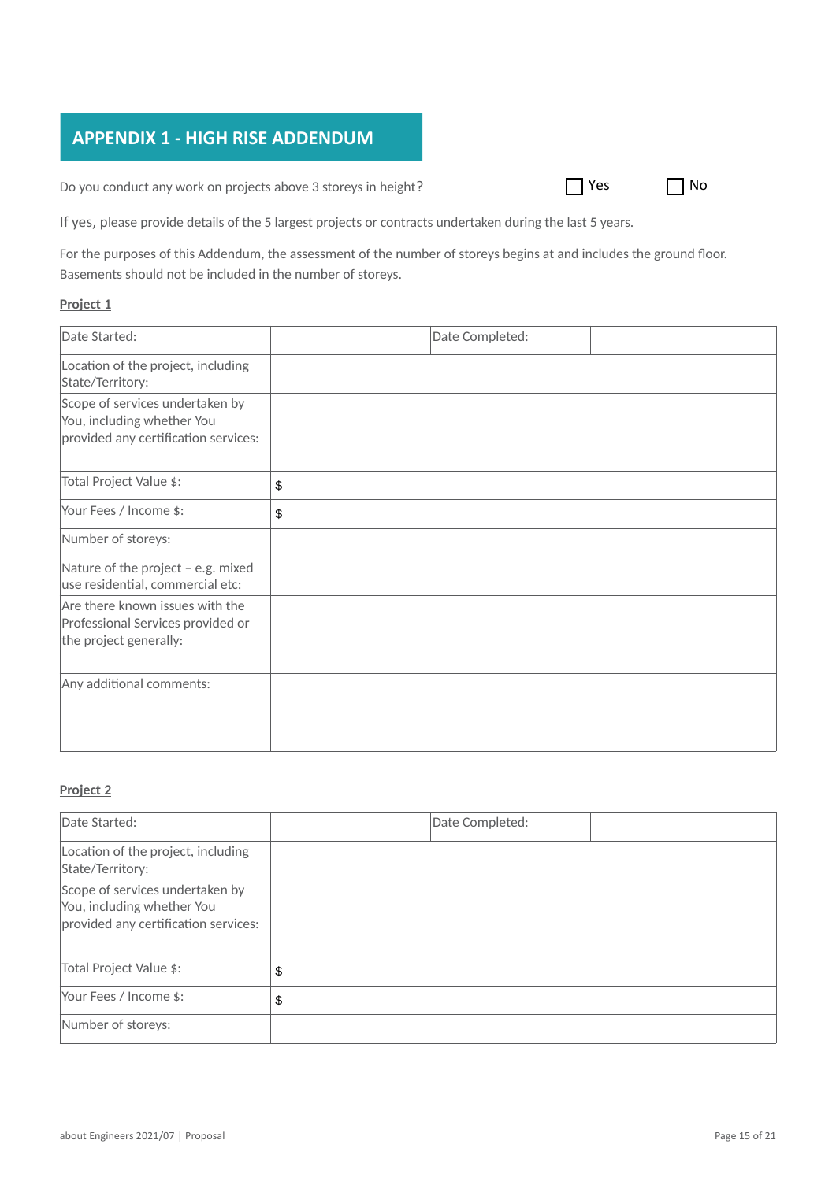## APPENDIX 1 - HIGH RISE ADDENDUM

Do you conduct any work on projects above 3 storeys in height? ☐ Yes ☐ No

If yes, please provide details of the 5 largest projects or contracts undertaken during the last 5 years.

For the purposes of this Addendum, the assessment of the number of storeys begins at and includes the ground floor. Basements should not be included in the number of storeys.

**Project 1**

| Date Started: | | Date Completed: | |
|---|---|---|---|
| Location of the project, including State/Territory: | | | |
| Scope of services undertaken by You, including whether You provided any certification services: | | | |
| Total Project Value $: | $ | | |
| Your Fees / Income $: | $ | | |
| Number of storeys: | | | |
| Nature of the project – e.g. mixed use residential, commercial etc: | | | |
| Are there known issues with the Professional Services provided or the project generally: | | | |
| Any additional comments: | | | |

**Project 2**

| Date Started: | | Date Completed: | |
|---|---|---|---|
| Location of the project, including State/Territory: | | | |
| Scope of services undertaken by You, including whether You provided any certification services: | | | |
| Total Project Value $: | $ | | |
| Your Fees / Income $: | $ | | |
| Number of storeys: | | | |

about Engineers 2021/07 | Proposal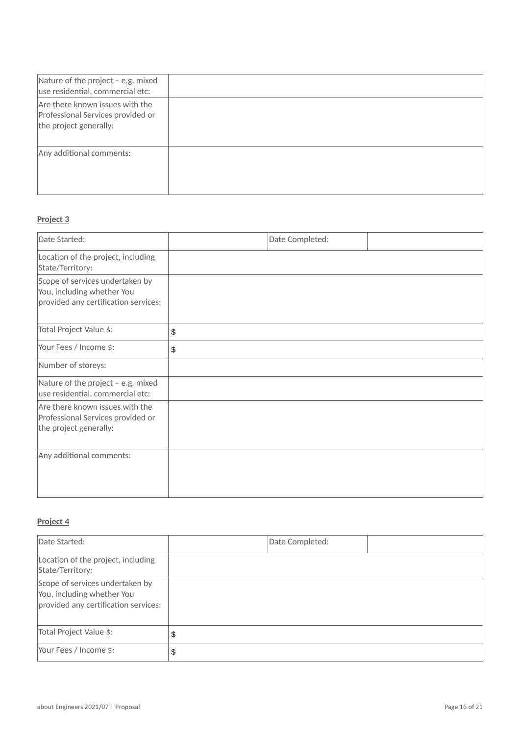| | |
|---|---|
| Nature of the project – e.g. mixed use residential, commercial etc: | |
| Are there known issues with the Professional Services provided or the project generally: | |
| Any additional comments: | |

**Project 3**

| | | | |
|---|---|---|---|
| Date Started: | | Date Completed: | |
| Location of the project, including State/Territory: | | | |
| Scope of services undertaken by You, including whether You provided any certification services: | | | |
| Total Project Value $: | $ | | |
| Your Fees / Income $: | $ | | |
| Number of storeys: | | | |
| Nature of the project – e.g. mixed use residential, commercial etc: | | | |
| Are there known issues with the Professional Services provided or the project generally: | | | |
| Any additional comments: | | | |

**Project 4**

| | | | |
|---|---|---|---|
| Date Started: | | Date Completed: | |
| Location of the project, including State/Territory: | | | |
| Scope of services undertaken by You, including whether You provided any certification services: | | | |
| Total Project Value $: | $ | | |
| Your Fees / Income $: | $ | | |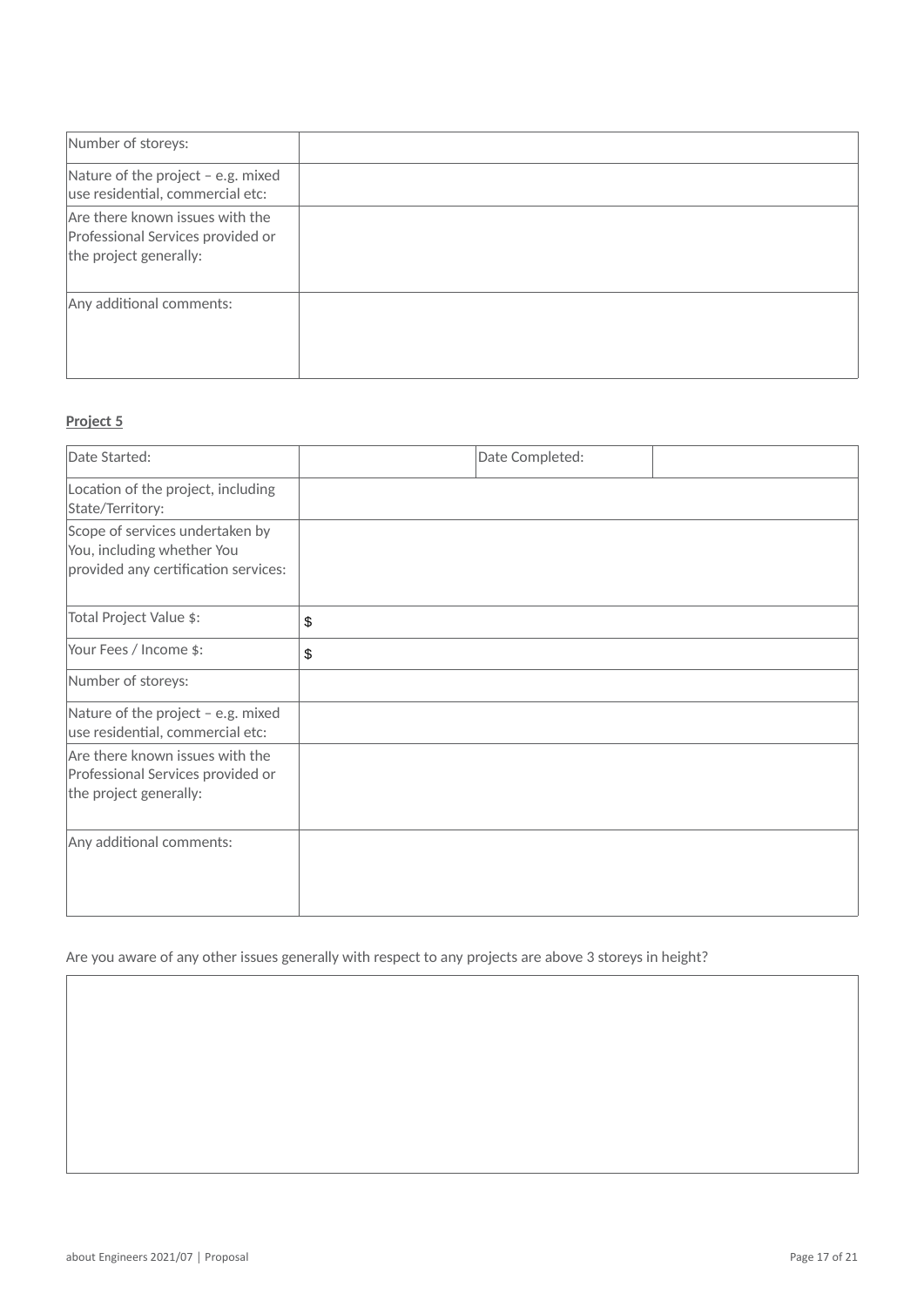| | |
|---|---|
| Number of storeys: | |
| Nature of the project – e.g. mixed use residential, commercial etc: | |
| Are there known issues with the Professional Services provided or the project generally: | |
| Any additional comments: | |

**Project 5**

| | | | |
|---|---|---|---|
| Date Started: | | Date Completed: | |
| Location of the project, including State/Territory: | | | |
| Scope of services undertaken by You, including whether You provided any certification services: | | | |
| Total Project Value $: | $ | | |
| Your Fees / Income $: | $ | | |
| Number of storeys: | | | |
| Nature of the project – e.g. mixed use residential, commercial etc: | | | |
| Are there known issues with the Professional Services provided or the project generally: | | | |
| Any additional comments: | | | |

Are you aware of any other issues generally with respect to any projects are above 3 storeys in height?

| |
|---|
| |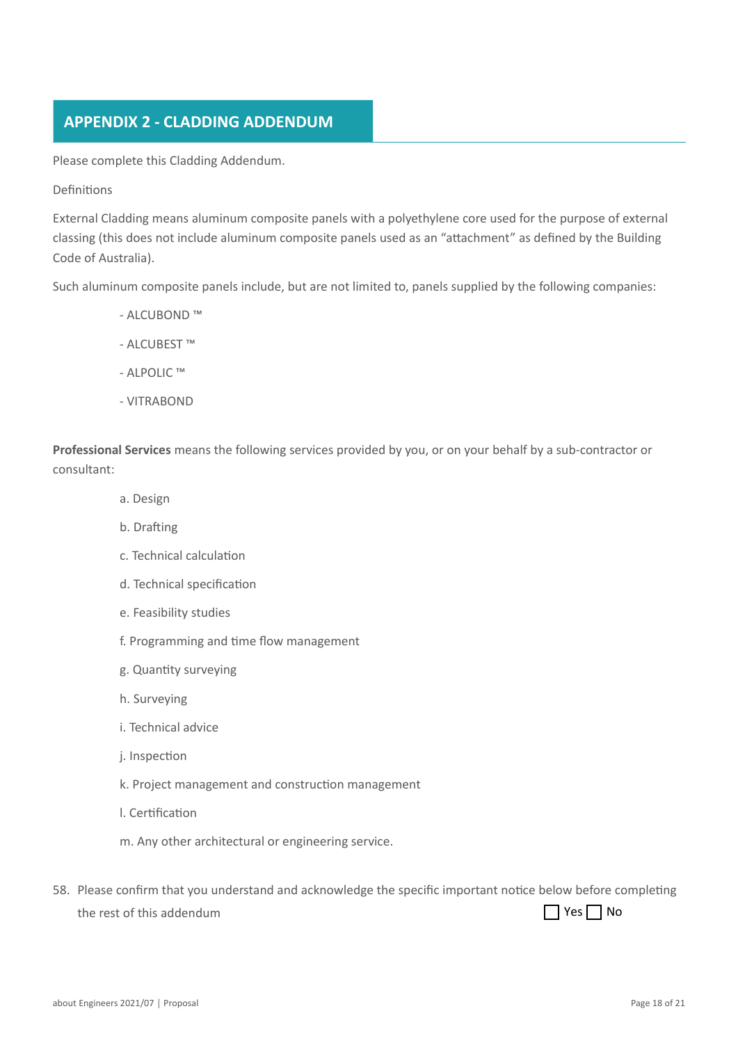## APPENDIX 2 - CLADDING ADDENDUM

Please complete this Cladding Addendum.

Definitions

External Cladding means aluminum composite panels with a polyethylene core used for the purpose of external classing (this does not include aluminum composite panels used as an "attachment" as defined by the Building Code of Australia).

Such aluminum composite panels include, but are not limited to, panels supplied by the following companies:

- ALCUBOND ™
- ALCUBEST ™
- ALPOLIC ™
- VITRABOND

**Professional Services** means the following services provided by you, or on your behalf by a sub-contractor or consultant:

a. Design

b. Drafting

c. Technical calculation

d. Technical specification

e. Feasibility studies

f. Programming and time flow management

g. Quantity surveying

h. Surveying

i. Technical advice

j. Inspection

k. Project management and construction management

l. Certification

m. Any other architectural or engineering service.

58. Please confirm that you understand and acknowledge the specific important notice below before completing the rest of this addendum ☐ Yes ☐ No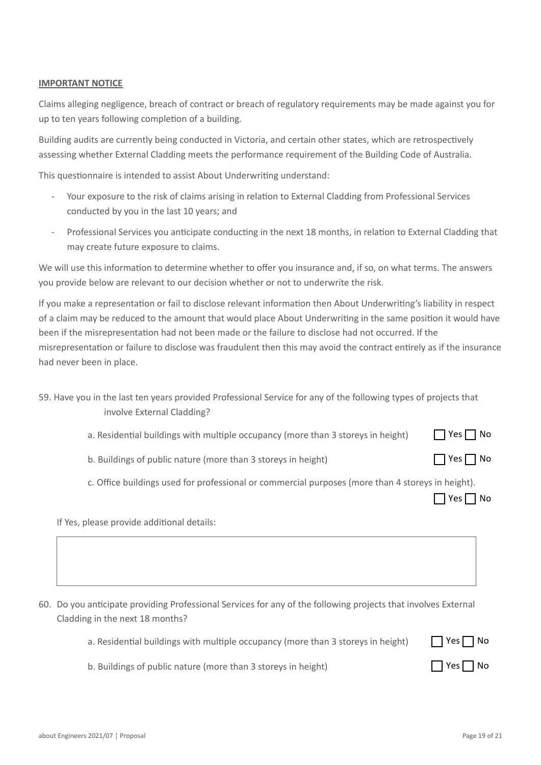**IMPORTANT NOTICE**

Claims alleging negligence, breach of contract or breach of regulatory requirements may be made against you for up to ten years following completion of a building.

Building audits are currently being conducted in Victoria, and certain other states, which are retrospectively assessing whether External Cladding meets the performance requirement of the Building Code of Australia.

This questionnaire is intended to assist About Underwriting understand:

- Your exposure to the risk of claims arising in relation to External Cladding from Professional Services conducted by you in the last 10 years; and
- Professional Services you anticipate conducting in the next 18 months, in relation to External Cladding that may create future exposure to claims.

We will use this information to determine whether to offer you insurance and, if so, on what terms. The answers you provide below are relevant to our decision whether or not to underwrite the risk.

If you make a representation or fail to disclose relevant information then About Underwriting's liability in respect of a claim may be reduced to the amount that would place About Underwriting in the same position it would have been if the misrepresentation had not been made or the failure to disclose had not occurred. If the misrepresentation or failure to disclose was fraudulent then this may avoid the contract entirely as if the insurance had never been in place.

59. Have you in the last ten years provided Professional Service for any of the following types of projects that involve External Cladding?

   a. Residential buildings with multiple occupancy (more than 3 storeys in height) ☐ Yes ☐ No

   b. Buildings of public nature (more than 3 storeys in height) ☐ Yes ☐ No

   c. Office buildings used for professional or commercial purposes (more than 4 storeys in height). ☐ Yes ☐ No

   If Yes, please provide additional details:

   | |
   |---|
   | |

60. Do you anticipate providing Professional Services for any of the following projects that involves External Cladding in the next 18 months?

   a. Residential buildings with multiple occupancy (more than 3 storeys in height) ☐ Yes ☐ No

   b. Buildings of public nature (more than 3 storeys in height) ☐ Yes ☐ No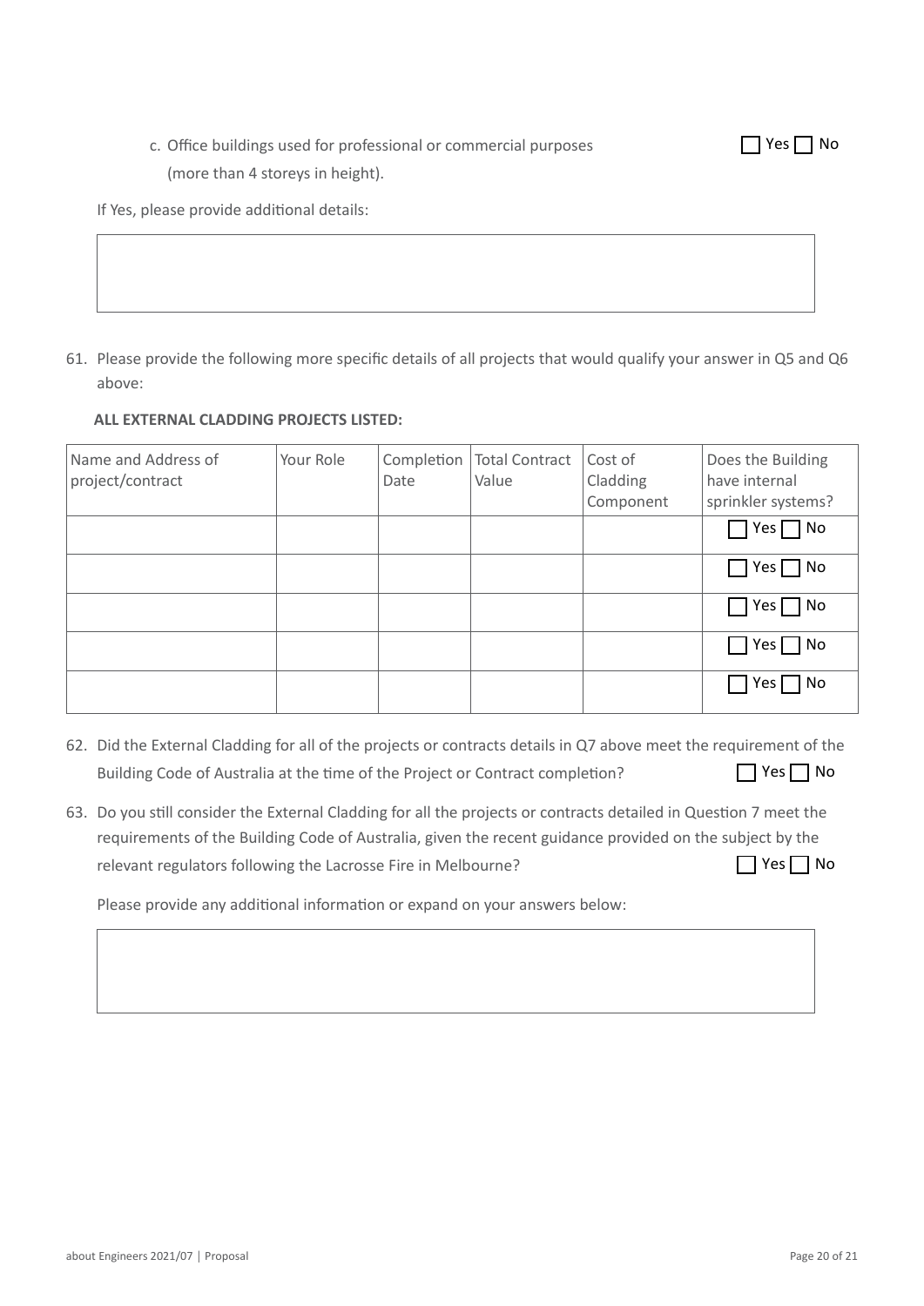c. Office buildings used for professional or commercial purposes (more than 4 storeys in height). ☐ Yes ☐ No

If Yes, please provide additional details:

| |
|---|
| |

61. Please provide the following more specific details of all projects that would qualify your answer in Q5 and Q6 above:

**ALL EXTERNAL CLADDING PROJECTS LISTED:**

| Name and Address of project/contract | Your Role | Completion Date | Total Contract Value | Cost of Cladding Component | Does the Building have internal sprinkler systems? |
|---|---|---|---|---|---|
| | | | | | ☐ Yes ☐ No |
| | | | | | ☐ Yes ☐ No |
| | | | | | ☐ Yes ☐ No |
| | | | | | ☐ Yes ☐ No |
| | | | | | ☐ Yes ☐ No |

62. Did the External Cladding for all of the projects or contracts details in Q7 above meet the requirement of the Building Code of Australia at the time of the Project or Contract completion? ☐ Yes ☐ No

63. Do you still consider the External Cladding for all the projects or contracts detailed in Question 7 meet the requirements of the Building Code of Australia, given the recent guidance provided on the subject by the relevant regulators following the Lacrosse Fire in Melbourne? ☐ Yes ☐ No

Please provide any additional information or expand on your answers below:

| |
|---|
| |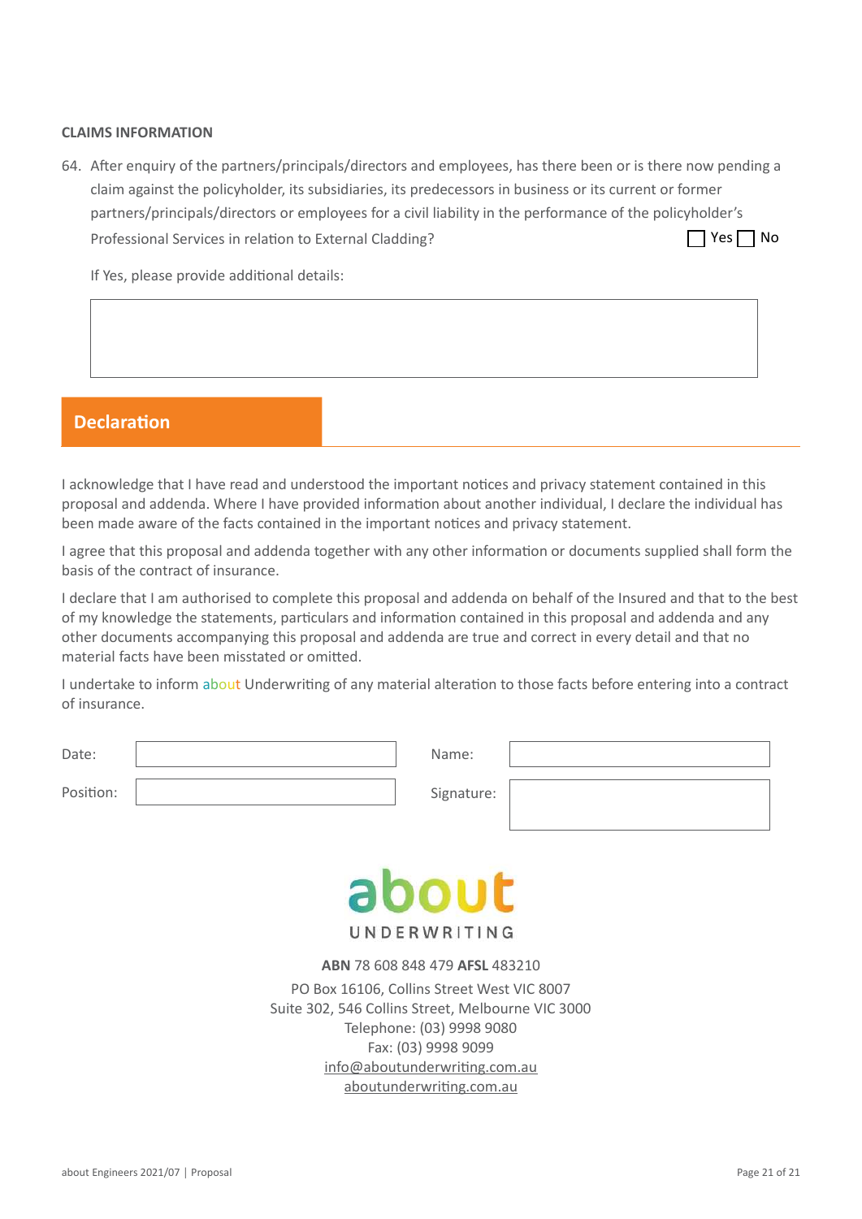**CLAIMS INFORMATION**

64. After enquiry of the partners/principals/directors and employees, has there been or is there now pending a claim against the policyholder, its subsidiaries, its predecessors in business or its current or former partners/principals/directors or employees for a civil liability in the performance of the policyholder's Professional Services in relation to External Cladding? ☐ Yes ☐ No

If Yes, please provide additional details:

| |
|---|
| |

## Declaration

I acknowledge that I have read and understood the important notices and privacy statement contained in this proposal and addenda. Where I have provided information about another individual, I declare the individual has been made aware of the facts contained in the important notices and privacy statement.

I agree that this proposal and addenda together with any other information or documents supplied shall form the basis of the contract of insurance.

I declare that I am authorised to complete this proposal and addenda on behalf of the Insured and that to the best of my knowledge the statements, particulars and information contained in this proposal and addenda and any other documents accompanying this proposal and addenda are true and correct in every detail and that no material facts have been misstated or omitted.

I undertake to inform about Underwriting of any material alteration to those facts before entering into a contract of insurance.

| | | | |
|---|---|---|---|
| Date: | | Name: | |
| Position: | | Signature: | |

about
UNDERWRITING

**ABN** 78 608 848 479 **AFSL** 483210

PO Box 16106, Collins Street West VIC 8007
Suite 302, 546 Collins Street, Melbourne VIC 3000
Telephone: (03) 9998 9080
Fax: (03) 9998 9099
info@aboutunderwriting.com.au
aboutunderwriting.com.au